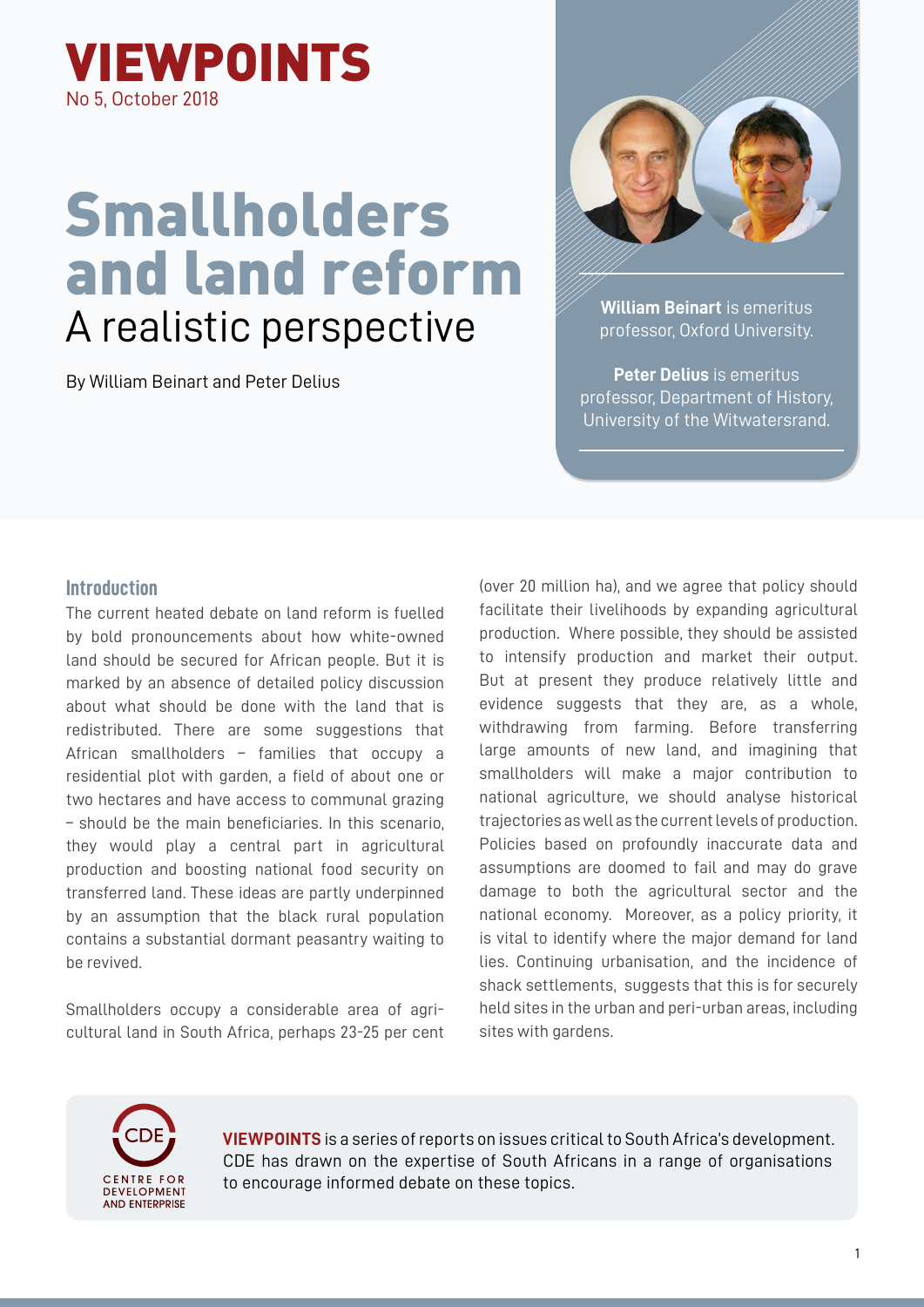# VIEWPOINTS

No 5, October 2018

# Smallholders and land reform

## A realistic perspective

By William Beinart and Peter Delius

**William Beinart** is emeritus professor, Oxford University.

**Peter Delius** is emeritus professor, Department of History, University of the Witwatersrand.

### Introduction

The current heated debate on land reform is fuelled by bold pronouncements about how white-owned land should be secured for African people. But it is marked by an absence of detailed policy discussion about what should be done with the land that is redistributed. There are some suggestions that African smallholders – families that occupy a residential plot with garden, a field of about one or two hectares and have access to communal grazing – should be the main beneficiaries. In this scenario, they would play a central part in agricultural production and boosting national food security on transferred land. These ideas are partly underpinned by an assumption that the black rural population contains a substantial dormant peasantry waiting to be revived.

Smallholders occupy a considerable area of agricultural land in South Africa, perhaps 23-25 per cent (over 20 million ha), and we agree that policy should facilitate their livelihoods by expanding agricultural production. Where possible, they should be assisted to intensify production and market their output. But at present they produce relatively little and evidence suggests that they are, as a whole, withdrawing from farming. Before transferring large amounts of new land, and imagining that smallholders will make a major contribution to national agriculture, we should analyse historical trajectories as well as the current levels of production. Policies based on profoundly inaccurate data and assumptions are doomed to fail and may do grave damage to both the agricultural sector and the national economy. Moreover, as a policy priority, it is vital to identify where the major demand for land lies. Continuing urbanisation, and the incidence of shack settlements, suggests that this is for securely held sites in the urban and peri-urban areas, including sites with gardens.

**VIEWPOINTS** is a series of reports on issues critical to South Africa's development. CDE has drawn on the expertise of South Africans in a range of organisations to encourage informed debate on these topics.

CDE – CENTRE FOR DEVELOPMENT AND ENTERPRISE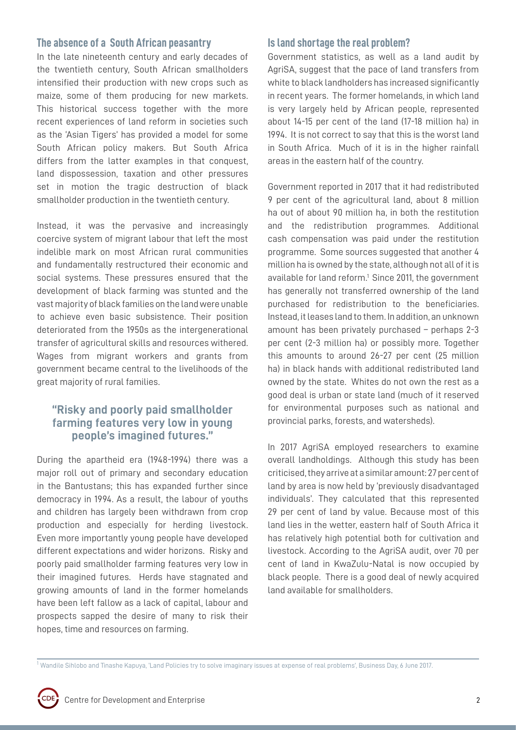## The absence of a South African peasantry

In the late nineteenth century and early decades of the twentieth century, South African smallholders intensified their production with new crops such as maize, some of them producing for new markets. This historical success together with the more recent experiences of land reform in societies such as the 'Asian Tigers' has provided a model for some South African policy makers. But South Africa differs from the latter examples in that conquest, land dispossession, taxation and other pressures set in motion the tragic destruction of black smallholder production in the twentieth century.

Instead, it was the pervasive and increasingly coercive system of migrant labour that left the most indelible mark on most African rural communities and fundamentally restructured their economic and social systems. These pressures ensured that the development of black farming was stunted and the vast majority of black families on the land were unable to achieve even basic subsistence. Their position deteriorated from the 1950s as the intergenerational transfer of agricultural skills and resources withered. Wages from migrant workers and grants from government became central to the livelihoods of the great majority of rural families.

> **"Risky and poorly paid smallholder farming features very low in young people's imagined futures."**

During the apartheid era (1948-1994) there was a major roll out of primary and secondary education in the Bantustans; this has expanded further since democracy in 1994. As a result, the labour of youths and children has largely been withdrawn from crop production and especially for herding livestock. Even more importantly young people have developed different expectations and wider horizons. Risky and poorly paid smallholder farming features very low in their imagined futures. Herds have stagnated and growing amounts of land in the former homelands have been left fallow as a lack of capital, labour and prospects sapped the desire of many to risk their hopes, time and resources on farming.

## Is land shortage the real problem?

Government statistics, as well as a land audit by AgriSA, suggest that the pace of land transfers from white to black landholders has increased significantly in recent years. The former homelands, in which land is very largely held by African people, represented about 14-15 per cent of the land (17-18 million ha) in 1994. It is not correct to say that this is the worst land in South Africa. Much of it is in the higher rainfall areas in the eastern half of the country.

Government reported in 2017 that it had redistributed 9 per cent of the agricultural land, about 8 million ha out of about 90 million ha, in both the restitution and the redistribution programmes. Additional cash compensation was paid under the restitution programme. Some sources suggested that another 4 million ha is owned by the state, although not all of it is available for land reform.[1] Since 2011, the government has generally not transferred ownership of the land purchased for redistribution to the beneficiaries. Instead, it leases land to them. In addition, an unknown amount has been privately purchased – perhaps 2-3 per cent (2-3 million ha) or possibly more. Together this amounts to around 26-27 per cent (25 million ha) in black hands with additional redistributed land owned by the state. Whites do not own the rest as a good deal is urban or state land (much of it reserved for environmental purposes such as national and provincial parks, forests, and watersheds).

In 2017 AgriSA employed researchers to examine overall landholdings. Although this study has been criticised, they arrive at a similar amount: 27 per cent of land by area is now held by 'previously disadvantaged individuals'. They calculated that this represented 29 per cent of land by value. Because most of this land lies in the wetter, eastern half of South Africa it has relatively high potential both for cultivation and livestock. According to the AgriSA audit, over 70 per cent of land in KwaZulu-Natal is now occupied by black people. There is a good deal of newly acquired land available for smallholders.

---

[1] Wandile Sihlobo and Tinashe Kapuya, 'Land Policies try to solve imaginary issues at expense of real problems', Business Day, 6 June 2017.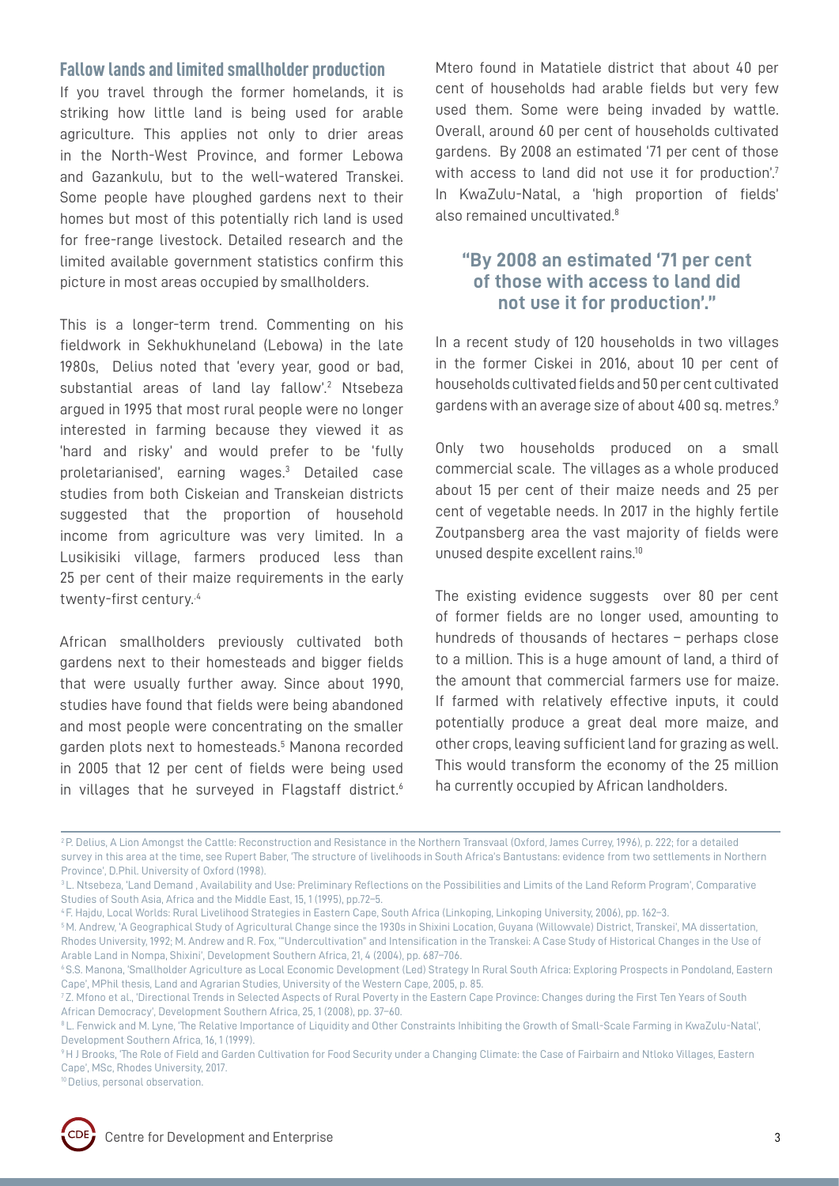## Fallow lands and limited smallholder production

If you travel through the former homelands, it is striking how little land is being used for arable agriculture. This applies not only to drier areas in the North-West Province, and former Lebowa and Gazankulu, but to the well-watered Transkei. Some people have ploughed gardens next to their homes but most of this potentially rich land is used for free-range livestock. Detailed research and the limited available government statistics confirm this picture in most areas occupied by smallholders.

This is a longer-term trend. Commenting on his fieldwork in Sekhukhuneland (Lebowa) in the late 1980s, Delius noted that 'every year, good or bad, substantial areas of land lay fallow'.[2] Ntsebeza argued in 1995 that most rural people were no longer interested in farming because they viewed it as 'hard and risky' and would prefer to be 'fully proletarianised', earning wages.[3] Detailed case studies from both Ciskeian and Transkeian districts suggested that the proportion of household income from agriculture was very limited. In a Lusikisiki village, farmers produced less than 25 per cent of their maize requirements in the early twenty-first century.[4]

African smallholders previously cultivated both gardens next to their homesteads and bigger fields that were usually further away. Since about 1990, studies have found that fields were being abandoned and most people were concentrating on the smaller garden plots next to homesteads.[5] Manona recorded in 2005 that 12 per cent of fields were being used in villages that he surveyed in Flagstaff district.[6] Mtero found in Matatiele district that about 40 per cent of households had arable fields but very few used them. Some were being invaded by wattle. Overall, around 60 per cent of households cultivated gardens. By 2008 an estimated '71 per cent of those with access to land did not use it for production'.[7] In KwaZulu-Natal, a 'high proportion of fields' also remained uncultivated.[8]

> **"By 2008 an estimated '71 per cent of those with access to land did not use it for production'."**

In a recent study of 120 households in two villages in the former Ciskei in 2016, about 10 per cent of households cultivated fields and 50 per cent cultivated gardens with an average size of about 400 sq. metres.[9]

Only two households produced on a small commercial scale. The villages as a whole produced about 15 per cent of their maize needs and 25 per cent of vegetable needs. In 2017 in the highly fertile Zoutpansberg area the vast majority of fields were unused despite excellent rains.[10]

The existing evidence suggests over 80 per cent of former fields are no longer used, amounting to hundreds of thousands of hectares – perhaps close to a million. This is a huge amount of land, a third of the amount that commercial farmers use for maize. If farmed with relatively effective inputs, it could potentially produce a great deal more maize, and other crops, leaving sufficient land for grazing as well. This would transform the economy of the 25 million ha currently occupied by African landholders.

---

[2] P. Delius, A Lion Amongst the Cattle: Reconstruction and Resistance in the Northern Transvaal (Oxford, James Currey, 1996), p. 222; for a detailed survey in this area at the time, see Rupert Baber, 'The structure of livelihoods in South Africa's Bantustans: evidence from two settlements in Northern Province', D.Phil. University of Oxford (1998).

[3] L. Ntsebeza, 'Land Demand , Availability and Use: Preliminary Reflections on the Possibilities and Limits of the Land Reform Program', Comparative Studies of South Asia, Africa and the Middle East, 15, 1 (1995), pp.72–5.

[4] F. Hajdu, Local Worlds: Rural Livelihood Strategies in Eastern Cape, South Africa (Linkoping, Linkoping University, 2006), pp. 162–3.

[5] M. Andrew, 'A Geographical Study of Agricultural Change since the 1930s in Shixini Location, Guyana (Willowvale) District, Transkei', MA dissertation, Rhodes University, 1992; M. Andrew and R. Fox, '"Undercultivation" and Intensification in the Transkei: A Case Study of Historical Changes in the Use of Arable Land in Nompa, Shixini', Development Southern Africa, 21, 4 (2004), pp. 687–706.

[6] S.S. Manona, 'Smallholder Agriculture as Local Economic Development (Led) Strategy In Rural South Africa: Exploring Prospects in Pondoland, Eastern Cape', MPhil thesis, Land and Agrarian Studies, University of the Western Cape, 2005, p. 85.

[7] Z. Mfono et al., 'Directional Trends in Selected Aspects of Rural Poverty in the Eastern Cape Province: Changes during the First Ten Years of South African Democracy', Development Southern Africa, 25, 1 (2008), pp. 37–60.

[8] L. Fenwick and M. Lyne, 'The Relative Importance of Liquidity and Other Constraints Inhibiting the Growth of Small-Scale Farming in KwaZulu-Natal', Development Southern Africa, 16, 1 (1999).

[9] H J Brooks, 'The Role of Field and Garden Cultivation for Food Security under a Changing Climate: the Case of Fairbairn and Ntloko Villages, Eastern Cape', MSc, Rhodes University, 2017.

[10] Delius, personal observation.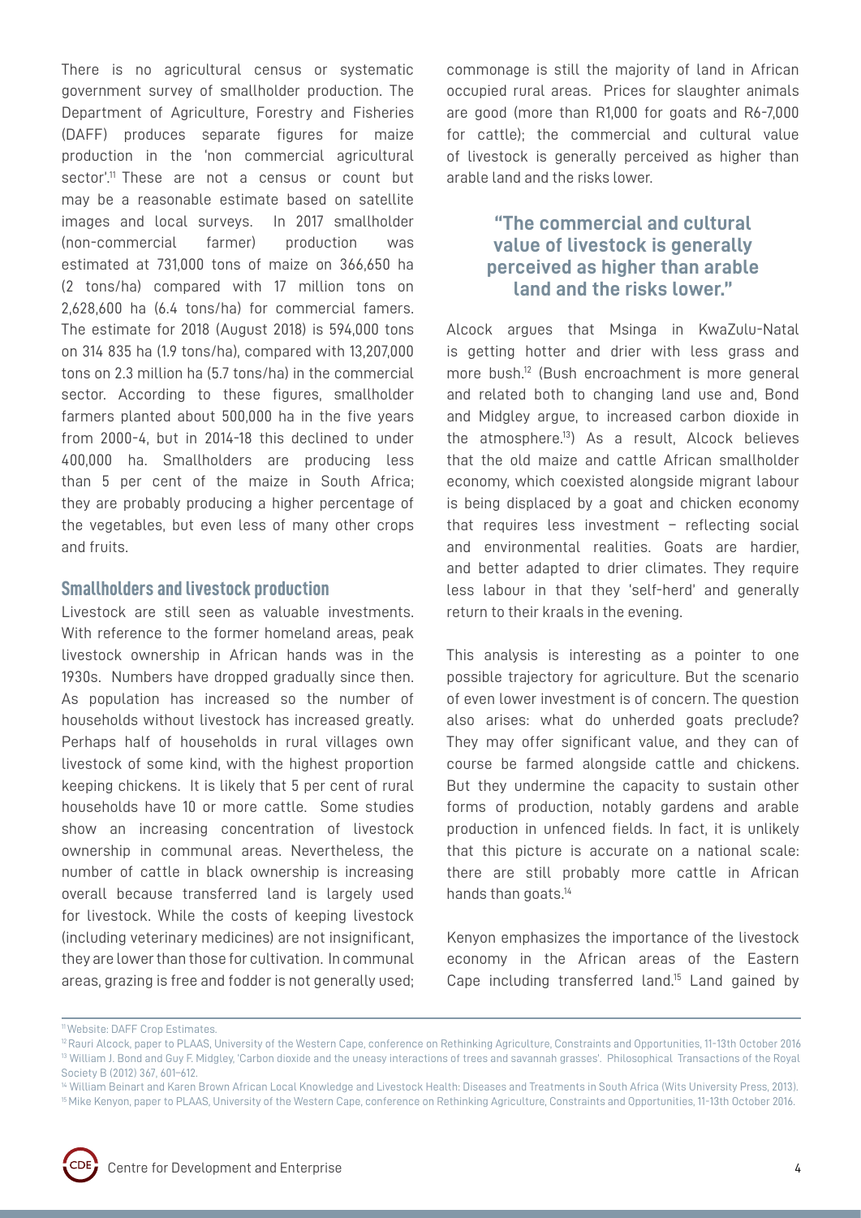There is no agricultural census or systematic government survey of smallholder production. The Department of Agriculture, Forestry and Fisheries (DAFF) produces separate figures for maize production in the 'non commercial agricultural sector'.[11] These are not a census or count but may be a reasonable estimate based on satellite images and local surveys. In 2017 smallholder (non-commercial farmer) production was estimated at 731,000 tons of maize on 366,650 ha (2 tons/ha) compared with 17 million tons on 2,628,600 ha (6.4 tons/ha) for commercial famers. The estimate for 2018 (August 2018) is 594,000 tons on 314 835 ha (1.9 tons/ha), compared with 13,207,000 tons on 2.3 million ha (5.7 tons/ha) in the commercial sector. According to these figures, smallholder farmers planted about 500,000 ha in the five years from 2000-4, but in 2014-18 this declined to under 400,000 ha. Smallholders are producing less than 5 per cent of the maize in South Africa; they are probably producing a higher percentage of the vegetables, but even less of many other crops and fruits.

## Smallholders and livestock production

Livestock are still seen as valuable investments. With reference to the former homeland areas, peak livestock ownership in African hands was in the 1930s. Numbers have dropped gradually since then. As population has increased so the number of households without livestock has increased greatly. Perhaps half of households in rural villages own livestock of some kind, with the highest proportion keeping chickens. It is likely that 5 per cent of rural households have 10 or more cattle. Some studies show an increasing concentration of livestock ownership in communal areas. Nevertheless, the number of cattle in black ownership is increasing overall because transferred land is largely used for livestock. While the costs of keeping livestock (including veterinary medicines) are not insignificant, they are lower than those for cultivation. In communal areas, grazing is free and fodder is not generally used; commonage is still the majority of land in African occupied rural areas. Prices for slaughter animals are good (more than R1,000 for goats and R6-7,000 for cattle); the commercial and cultural value of livestock is generally perceived as higher than arable land and the risks lower.

> **"The commercial and cultural value of livestock is generally perceived as higher than arable land and the risks lower."**

Alcock argues that Msinga in KwaZulu-Natal is getting hotter and drier with less grass and more bush.[12] (Bush encroachment is more general and related both to changing land use and, Bond and Midgley argue, to increased carbon dioxide in the atmosphere.[13]) As a result, Alcock believes that the old maize and cattle African smallholder economy, which coexisted alongside migrant labour is being displaced by a goat and chicken economy that requires less investment – reflecting social and environmental realities. Goats are hardier, and better adapted to drier climates. They require less labour in that they 'self-herd' and generally return to their kraals in the evening.

This analysis is interesting as a pointer to one possible trajectory for agriculture. But the scenario of even lower investment is of concern. The question also arises: what do unherded goats preclude? They may offer significant value, and they can of course be farmed alongside cattle and chickens. But they undermine the capacity to sustain other forms of production, notably gardens and arable production in unfenced fields. In fact, it is unlikely that this picture is accurate on a national scale: there are still probably more cattle in African hands than goats.[14]

Kenyon emphasizes the importance of the livestock economy in the African areas of the Eastern Cape including transferred land.[15] Land gained by

---

[11] Website: DAFF Crop Estimates.

[12] Rauri Alcock, paper to PLAAS, University of the Western Cape, conference on Rethinking Agriculture, Constraints and Opportunities, 11-13th October 2016

[13] William J. Bond and Guy F. Midgley, 'Carbon dioxide and the uneasy interactions of trees and savannah grasses'. Philosophical Transactions of the Royal Society B (2012) 367, 601–612.

[14] William Beinart and Karen Brown African Local Knowledge and Livestock Health: Diseases and Treatments in South Africa (Wits University Press, 2013).

[15] Mike Kenyon, paper to PLAAS, University of the Western Cape, conference on Rethinking Agriculture, Constraints and Opportunities, 11-13th October 2016.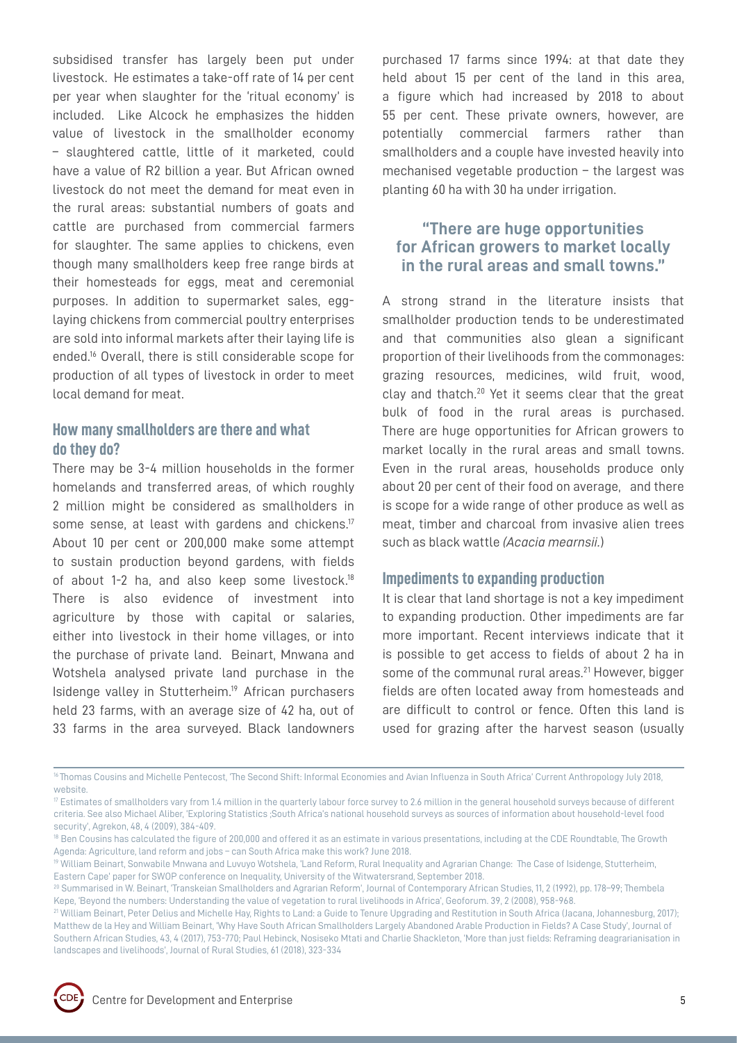subsidised transfer has largely been put under livestock. He estimates a take-off rate of 14 per cent per year when slaughter for the 'ritual economy' is included. Like Alcock he emphasizes the hidden value of livestock in the smallholder economy – slaughtered cattle, little of it marketed, could have a value of R2 billion a year. But African owned livestock do not meet the demand for meat even in the rural areas: substantial numbers of goats and cattle are purchased from commercial farmers for slaughter. The same applies to chickens, even though many smallholders keep free range birds at their homesteads for eggs, meat and ceremonial purposes. In addition to supermarket sales, egg-laying chickens from commercial poultry enterprises are sold into informal markets after their laying life is ended.[16] Overall, there is still considerable scope for production of all types of livestock in order to meet local demand for meat.

## How many smallholders are there and what do they do?

There may be 3-4 million households in the former homelands and transferred areas, of which roughly 2 million might be considered as smallholders in some sense, at least with gardens and chickens.[17] About 10 per cent or 200,000 make some attempt to sustain production beyond gardens, with fields of about 1-2 ha, and also keep some livestock.[18] There is also evidence of investment into agriculture by those with capital or salaries, either into livestock in their home villages, or into the purchase of private land. Beinart, Mnwana and Wotshela analysed private land purchase in the Isidenge valley in Stutterheim.[19] African purchasers held 23 farms, with an average size of 42 ha, out of 33 farms in the area surveyed. Black landowners purchased 17 farms since 1994: at that date they held about 15 per cent of the land in this area, a figure which had increased by 2018 to about 55 per cent. These private owners, however, are potentially commercial farmers rather than smallholders and a couple have invested heavily into mechanised vegetable production – the largest was planting 60 ha with 30 ha under irrigation.

**"There are huge opportunities for African growers to market locally in the rural areas and small towns."**

A strong strand in the literature insists that smallholder production tends to be underestimated and that communities also glean a significant proportion of their livelihoods from the commonages: grazing resources, medicines, wild fruit, wood, clay and thatch.[20] Yet it seems clear that the great bulk of food in the rural areas is purchased. There are huge opportunities for African growers to market locally in the rural areas and small towns. Even in the rural areas, households produce only about 20 per cent of their food on average, and there is scope for a wide range of other produce as well as meat, timber and charcoal from invasive alien trees such as black wattle *(Acacia mearnsii.)*

## Impediments to expanding production

It is clear that land shortage is not a key impediment to expanding production. Other impediments are far more important. Recent interviews indicate that it is possible to get access to fields of about 2 ha in some of the communal rural areas.[21] However, bigger fields are often located away from homesteads and are difficult to control or fence. Often this land is used for grazing after the harvest season (usually

---

[16] Thomas Cousins and Michelle Pentecost, 'The Second Shift: Informal Economies and Avian Influenza in South Africa' Current Anthropology July 2018, website.

[17] Estimates of smallholders vary from 1.4 million in the quarterly labour force survey to 2.6 million in the general household surveys because of different criteria. See also Michael Aliber, 'Exploring Statistics ;South Africa's national household surveys as sources of information about household-level food security', Agrekon, 48, 4 (2009), 384-409.

[18] Ben Cousins has calculated the figure of 200,000 and offered it as an estimate in various presentations, including at the CDE Roundtable, The Growth Agenda: Agriculture, land reform and jobs – can South Africa make this work? June 2018.

[19] William Beinart, Sonwabile Mnwana and Luvuyo Wotshela, 'Land Reform, Rural Inequality and Agrarian Change: The Case of Isidenge, Stutterheim, Eastern Cape' paper for SWOP conference on Inequality, University of the Witwatersrand, September 2018.

[20] Summarised in W. Beinart, 'Transkeian Smallholders and Agrarian Reform', Journal of Contemporary African Studies, 11, 2 (1992), pp. 178–99; Thembela Kepe, 'Beyond the numbers: Understanding the value of vegetation to rural livelihoods in Africa', Geoforum. 39, 2 (2008), 958-968.

[21] William Beinart, Peter Delius and Michelle Hay, Rights to Land: a Guide to Tenure Upgrading and Restitution in South Africa (Jacana, Johannesburg, 2017); Matthew de la Hey and William Beinart, 'Why Have South African Smallholders Largely Abandoned Arable Production in Fields? A Case Study', Journal of Southern African Studies, 43, 4 (2017), 753-770; Paul Hebinck, Nosiseko Mtati and Charlie Shackleton, 'More than just fields: Reframing deagrarianisation in landscapes and livelihoods', Journal of Rural Studies, 61 (2018), 323-334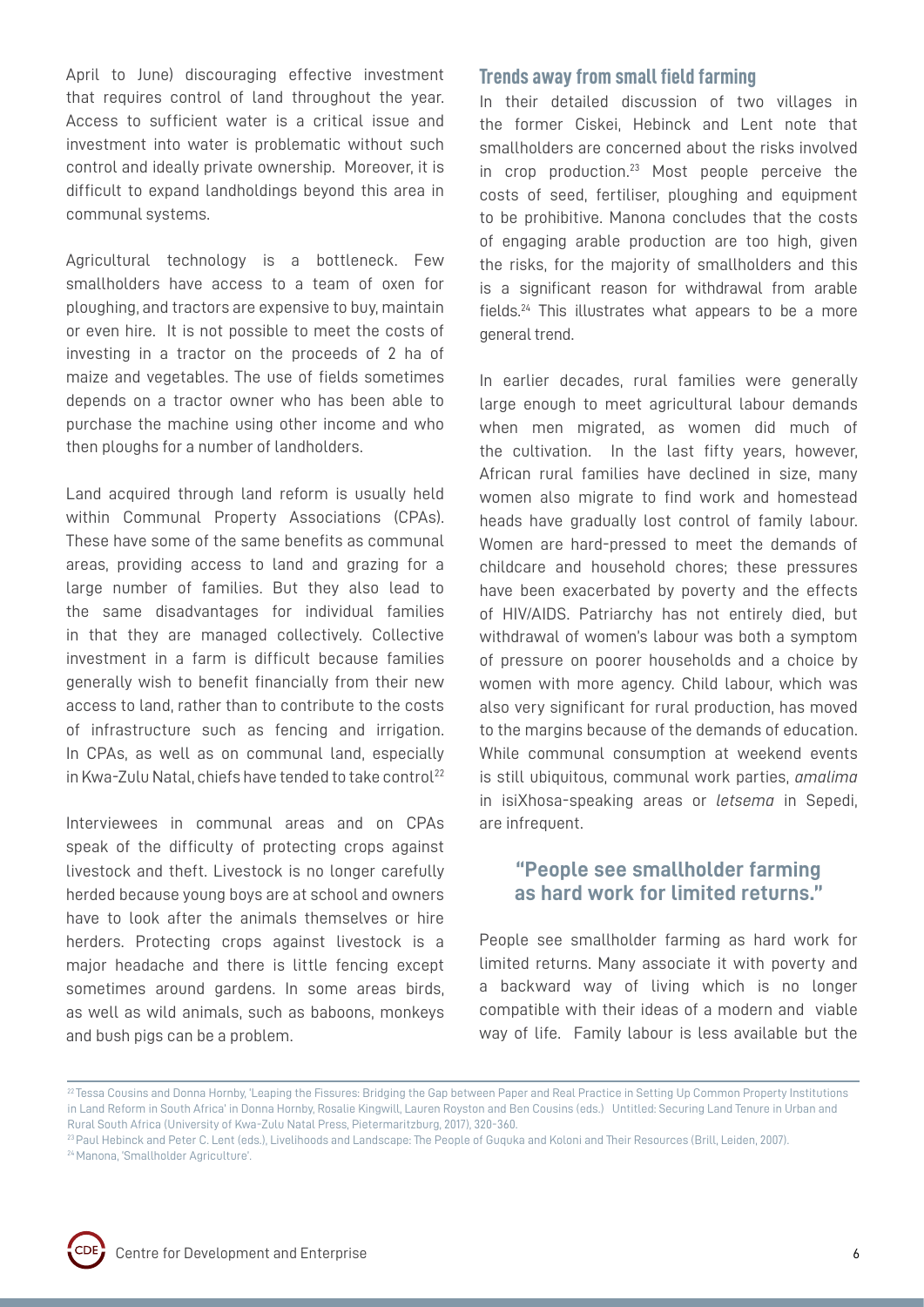April to June) discouraging effective investment that requires control of land throughout the year. Access to sufficient water is a critical issue and investment into water is problematic without such control and ideally private ownership. Moreover, it is difficult to expand landholdings beyond this area in communal systems.

Agricultural technology is a bottleneck. Few smallholders have access to a team of oxen for ploughing, and tractors are expensive to buy, maintain or even hire. It is not possible to meet the costs of investing in a tractor on the proceeds of 2 ha of maize and vegetables. The use of fields sometimes depends on a tractor owner who has been able to purchase the machine using other income and who then ploughs for a number of landholders.

Land acquired through land reform is usually held within Communal Property Associations (CPAs). These have some of the same benefits as communal areas, providing access to land and grazing for a large number of families. But they also lead to the same disadvantages for individual families in that they are managed collectively. Collective investment in a farm is difficult because families generally wish to benefit financially from their new access to land, rather than to contribute to the costs of infrastructure such as fencing and irrigation. In CPAs, as well as on communal land, especially in Kwa-Zulu Natal, chiefs have tended to take control[22]

Interviewees in communal areas and on CPAs speak of the difficulty of protecting crops against livestock and theft. Livestock is no longer carefully herded because young boys are at school and owners have to look after the animals themselves or hire herders. Protecting crops against livestock is a major headache and there is little fencing except sometimes around gardens. In some areas birds, as well as wild animals, such as baboons, monkeys and bush pigs can be a problem.

## Trends away from small field farming

In their detailed discussion of two villages in the former Ciskei, Hebinck and Lent note that smallholders are concerned about the risks involved in crop production.[23] Most people perceive the costs of seed, fertiliser, ploughing and equipment to be prohibitive. Manona concludes that the costs of engaging arable production are too high, given the risks, for the majority of smallholders and this is a significant reason for withdrawal from arable fields.[24] This illustrates what appears to be a more general trend.

In earlier decades, rural families were generally large enough to meet agricultural labour demands when men migrated, as women did much of the cultivation. In the last fifty years, however, African rural families have declined in size, many women also migrate to find work and homestead heads have gradually lost control of family labour. Women are hard-pressed to meet the demands of childcare and household chores; these pressures have been exacerbated by poverty and the effects of HIV/AIDS. Patriarchy has not entirely died, but withdrawal of women's labour was both a symptom of pressure on poorer households and a choice by women with more agency. Child labour, which was also very significant for rural production, has moved to the margins because of the demands of education. While communal consumption at weekend events is still ubiquitous, communal work parties, *amalima* in isiXhosa-speaking areas or *letsema* in Sepedi, are infrequent.

> **"People see smallholder farming as hard work for limited returns."**

People see smallholder farming as hard work for limited returns. Many associate it with poverty and a backward way of living which is no longer compatible with their ideas of a modern and viable way of life. Family labour is less available but the

---

[22] Tessa Cousins and Donna Hornby, 'Leaping the Fissures: Bridging the Gap between Paper and Real Practice in Setting Up Common Property Institutions in Land Reform in South Africa' in Donna Hornby, Rosalie Kingwill, Lauren Royston and Ben Cousins (eds.) Untitled: Securing Land Tenure in Urban and Rural South Africa (University of Kwa-Zulu Natal Press, Pietermaritzburg, 2017), 320-360.

[23] Paul Hebinck and Peter C. Lent (eds.), Livelihoods and Landscape: The People of Guquka and Koloni and Their Resources (Brill, Leiden, 2007).

[24] Manona, 'Smallholder Agriculture'.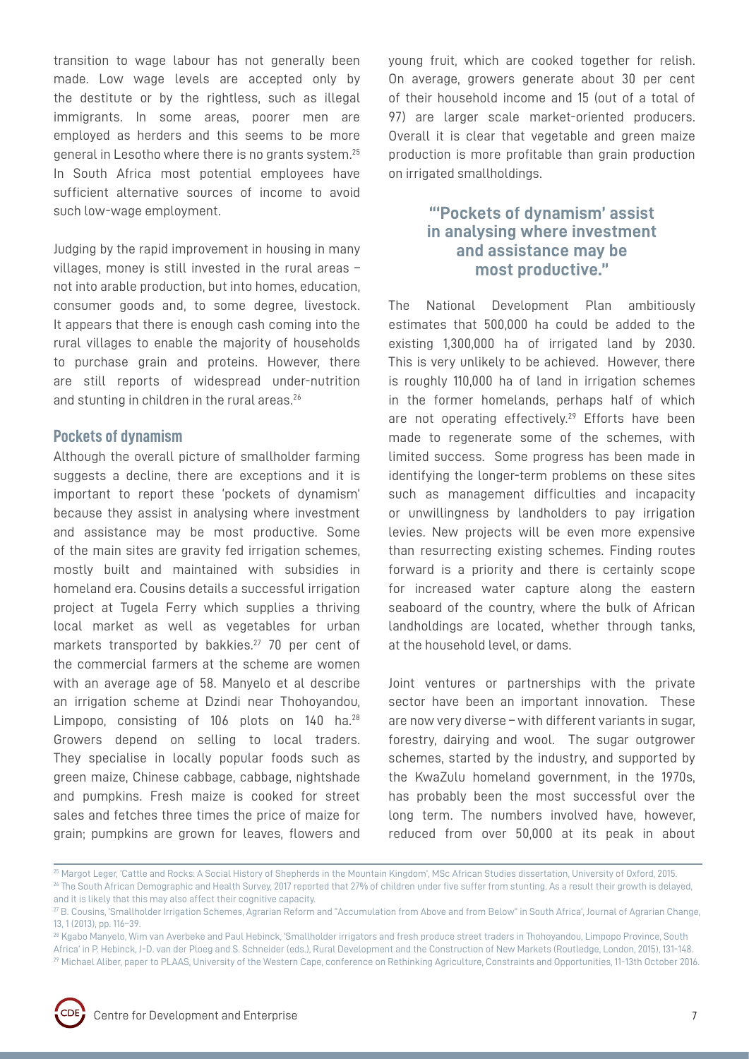transition to wage labour has not generally been made. Low wage levels are accepted only by the destitute or by the rightless, such as illegal immigrants. In some areas, poorer men are employed as herders and this seems to be more general in Lesotho where there is no grants system.[25] In South Africa most potential employees have sufficient alternative sources of income to avoid such low-wage employment.

Judging by the rapid improvement in housing in many villages, money is still invested in the rural areas – not into arable production, but into homes, education, consumer goods and, to some degree, livestock. It appears that there is enough cash coming into the rural villages to enable the majority of households to purchase grain and proteins. However, there are still reports of widespread under-nutrition and stunting in children in the rural areas.[26]

## Pockets of dynamism

Although the overall picture of smallholder farming suggests a decline, there are exceptions and it is important to report these 'pockets of dynamism' because they assist in analysing where investment and assistance may be most productive. Some of the main sites are gravity fed irrigation schemes, mostly built and maintained with subsidies in homeland era. Cousins details a successful irrigation project at Tugela Ferry which supplies a thriving local market as well as vegetables for urban markets transported by bakkies.[27] 70 per cent of the commercial farmers at the scheme are women with an average age of 58. Manyelo et al describe an irrigation scheme at Dzindi near Thohoyandou, Limpopo, consisting of 106 plots on 140 ha.[28] Growers depend on selling to local traders. They specialise in locally popular foods such as green maize, Chinese cabbage, cabbage, nightshade and pumpkins. Fresh maize is cooked for street sales and fetches three times the price of maize for grain; pumpkins are grown for leaves, flowers and young fruit, which are cooked together for relish. On average, growers generate about 30 per cent of their household income and 15 (out of a total of 97) are larger scale market-oriented producers. Overall it is clear that vegetable and green maize production is more profitable than grain production on irrigated smallholdings.

> **"'Pockets of dynamism' assist in analysing where investment and assistance may be most productive."**

The National Development Plan ambitiously estimates that 500,000 ha could be added to the existing 1,300,000 ha of irrigated land by 2030. This is very unlikely to be achieved. However, there is roughly 110,000 ha of land in irrigation schemes in the former homelands, perhaps half of which are not operating effectively.[29] Efforts have been made to regenerate some of the schemes, with limited success. Some progress has been made in identifying the longer-term problems on these sites such as management difficulties and incapacity or unwillingness by landholders to pay irrigation levies. New projects will be even more expensive than resurrecting existing schemes. Finding routes forward is a priority and there is certainly scope for increased water capture along the eastern seaboard of the country, where the bulk of African landholdings are located, whether through tanks, at the household level, or dams.

Joint ventures or partnerships with the private sector have been an important innovation. These are now very diverse – with different variants in sugar, forestry, dairying and wool. The sugar outgrower schemes, started by the industry, and supported by the KwaZulu homeland government, in the 1970s, has probably been the most successful over the long term. The numbers involved have, however, reduced from over 50,000 at its peak in about

---

[25] Margot Leger, 'Cattle and Rocks: A Social History of Shepherds in the Mountain Kingdom', MSc African Studies dissertation, University of Oxford, 2015.

[26] The South African Demographic and Health Survey, 2017 reported that 27% of children under five suffer from stunting. As a result their growth is delayed, and it is likely that this may also affect their cognitive capacity.

[27] B. Cousins, 'Smallholder Irrigation Schemes, Agrarian Reform and "Accumulation from Above and from Below" in South Africa', Journal of Agrarian Change, 13, 1 (2013), pp. 116–39.

[28] Kgabo Manyelo, Wim van Averbeke and Paul Hebinck, 'Smallholder irrigators and fresh produce street traders in Thohoyandou, Limpopo Province, South Africa' in P. Hebinck, J-D. van der Ploeg and S. Schneider (eds.), Rural Development and the Construction of New Markets (Routledge, London, 2015), 131-148.

[29] Michael Aliber, paper to PLAAS, University of the Western Cape, conference on Rethinking Agriculture, Constraints and Opportunities, 11-13th October 2016.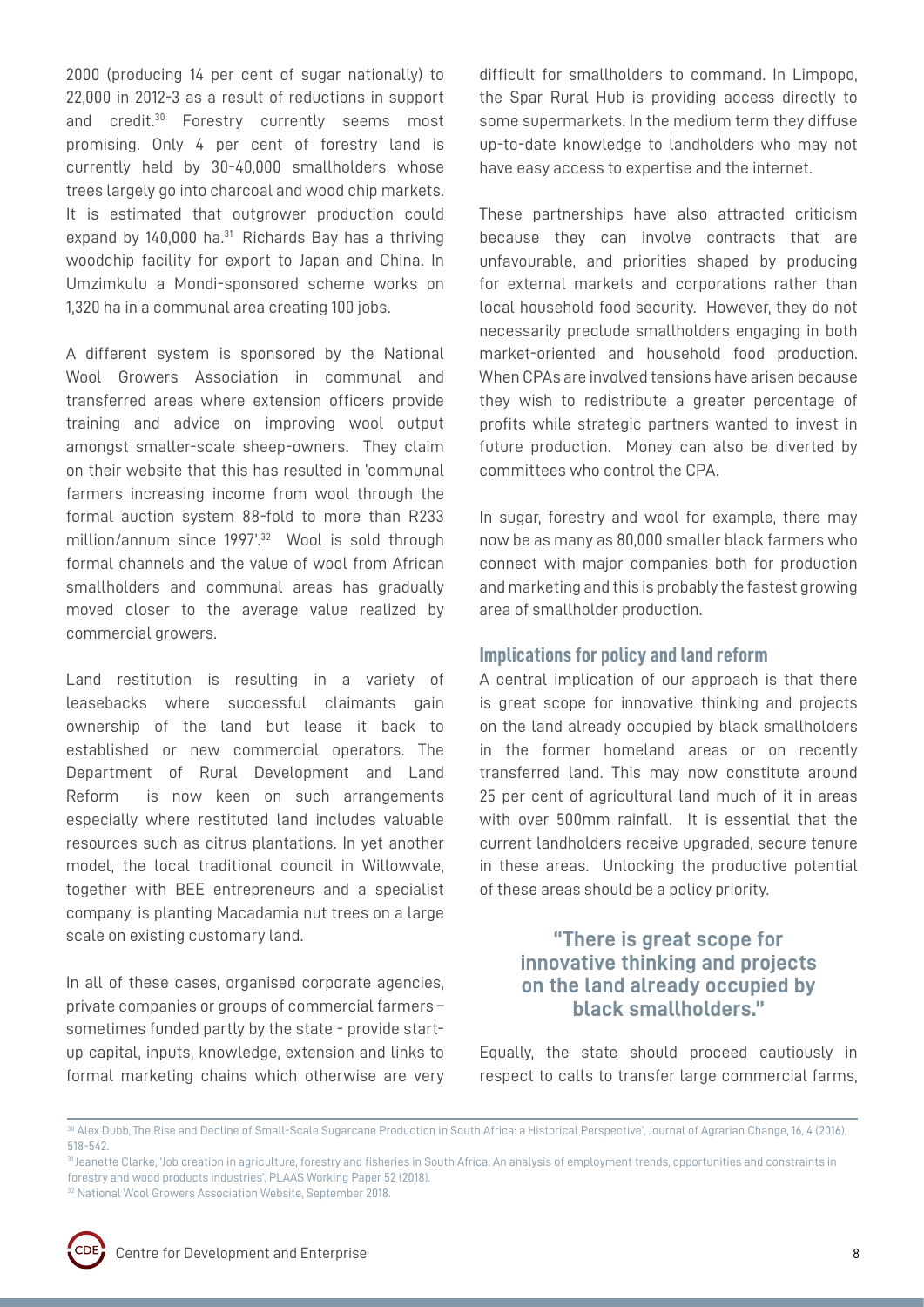2000 (producing 14 per cent of sugar nationally) to 22,000 in 2012-3 as a result of reductions in support and credit.[30] Forestry currently seems most promising. Only 4 per cent of forestry land is currently held by 30-40,000 smallholders whose trees largely go into charcoal and wood chip markets. It is estimated that outgrower production could expand by 140,000 ha.[31] Richards Bay has a thriving woodchip facility for export to Japan and China. In Umzimkulu a Mondi-sponsored scheme works on 1,320 ha in a communal area creating 100 jobs.

A different system is sponsored by the National Wool Growers Association in communal and transferred areas where extension officers provide training and advice on improving wool output amongst smaller-scale sheep-owners. They claim on their website that this has resulted in 'communal farmers increasing income from wool through the formal auction system 88-fold to more than R233 million/annum since 1997'.[32] Wool is sold through formal channels and the value of wool from African smallholders and communal areas has gradually moved closer to the average value realized by commercial growers.

Land restitution is resulting in a variety of leasebacks where successful claimants gain ownership of the land but lease it back to established or new commercial operators. The Department of Rural Development and Land Reform is now keen on such arrangements especially where restituted land includes valuable resources such as citrus plantations. In yet another model, the local traditional council in Willowvale, together with BEE entrepreneurs and a specialist company, is planting Macadamia nut trees on a large scale on existing customary land.

In all of these cases, organised corporate agencies, private companies or groups of commercial farmers – sometimes funded partly by the state - provide start-up capital, inputs, knowledge, extension and links to formal marketing chains which otherwise are very difficult for smallholders to command. In Limpopo, the Spar Rural Hub is providing access directly to some supermarkets. In the medium term they diffuse up-to-date knowledge to landholders who may not have easy access to expertise and the internet.

These partnerships have also attracted criticism because they can involve contracts that are unfavourable, and priorities shaped by producing for external markets and corporations rather than local household food security. However, they do not necessarily preclude smallholders engaging in both market-oriented and household food production. When CPAs are involved tensions have arisen because they wish to redistribute a greater percentage of profits while strategic partners wanted to invest in future production. Money can also be diverted by committees who control the CPA.

In sugar, forestry and wool for example, there may now be as many as 80,000 smaller black farmers who connect with major companies both for production and marketing and this is probably the fastest growing area of smallholder production.

## Implications for policy and land reform

A central implication of our approach is that there is great scope for innovative thinking and projects on the land already occupied by black smallholders in the former homeland areas or on recently transferred land. This may now constitute around 25 per cent of agricultural land much of it in areas with over 500mm rainfall. It is essential that the current landholders receive upgraded, secure tenure in these areas. Unlocking the productive potential of these areas should be a policy priority.

> **"There is great scope for innovative thinking and projects on the land already occupied by black smallholders."**

Equally, the state should proceed cautiously in respect to calls to transfer large commercial farms,

[30] Alex Dubb,'The Rise and Decline of Small-Scale Sugarcane Production in South Africa: a Historical Perspective', Journal of Agrarian Change, 16, 4 (2016), 518-542.

[31] Jeanette Clarke, 'Job creation in agriculture, forestry and fisheries in South Africa: An analysis of employment trends, opportunities and constraints in forestry and wood products industries', PLAAS Working Paper 52 (2018).

[32] National Wool Growers Association Website, September 2018.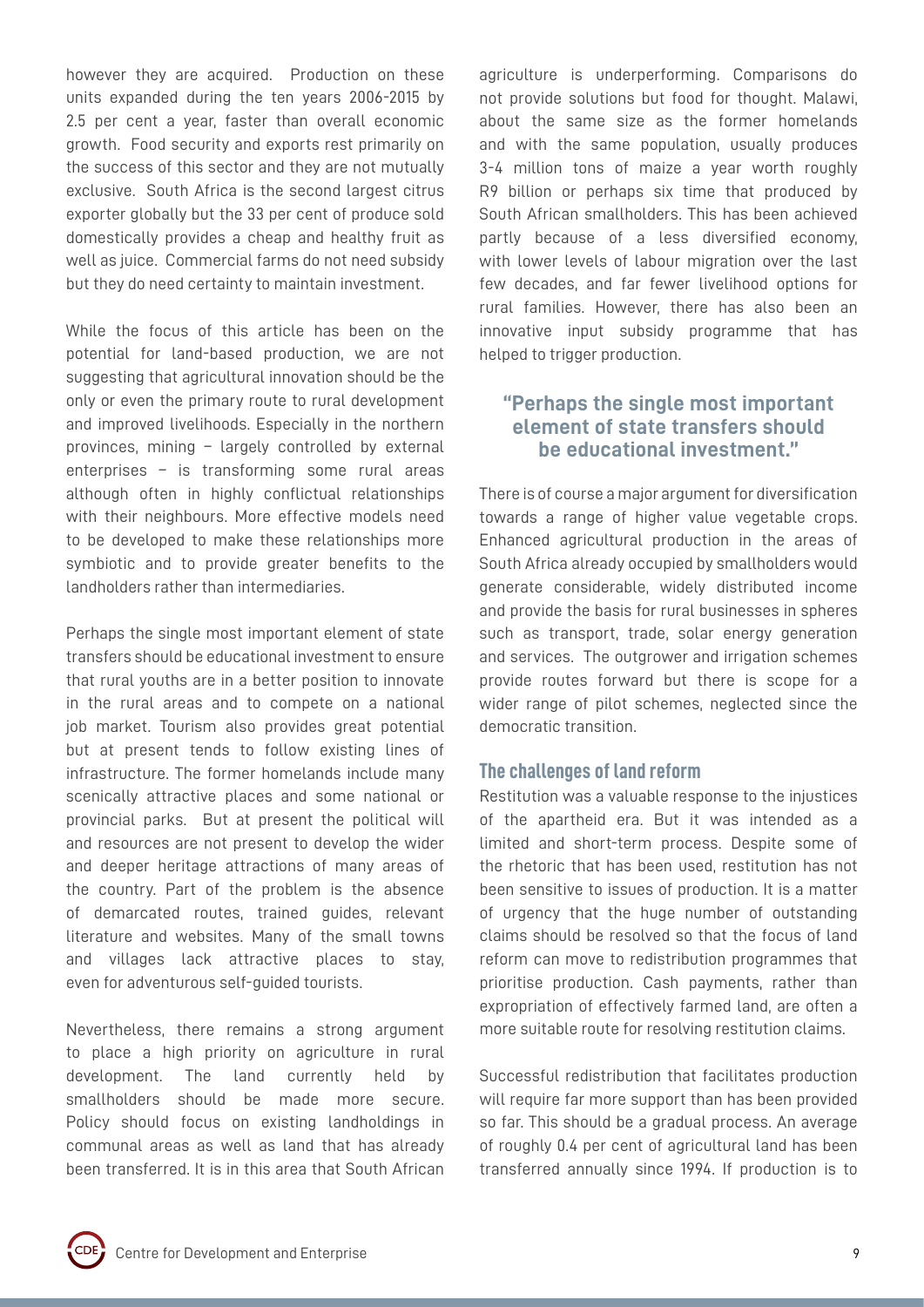however they are acquired. Production on these units expanded during the ten years 2006-2015 by 2.5 per cent a year, faster than overall economic growth. Food security and exports rest primarily on the success of this sector and they are not mutually exclusive. South Africa is the second largest citrus exporter globally but the 33 per cent of produce sold domestically provides a cheap and healthy fruit as well as juice. Commercial farms do not need subsidy but they do need certainty to maintain investment.

While the focus of this article has been on the potential for land-based production, we are not suggesting that agricultural innovation should be the only or even the primary route to rural development and improved livelihoods. Especially in the northern provinces, mining – largely controlled by external enterprises – is transforming some rural areas although often in highly conflictual relationships with their neighbours. More effective models need to be developed to make these relationships more symbiotic and to provide greater benefits to the landholders rather than intermediaries.

Perhaps the single most important element of state transfers should be educational investment to ensure that rural youths are in a better position to innovate in the rural areas and to compete on a national job market. Tourism also provides great potential but at present tends to follow existing lines of infrastructure. The former homelands include many scenically attractive places and some national or provincial parks. But at present the political will and resources are not present to develop the wider and deeper heritage attractions of many areas of the country. Part of the problem is the absence of demarcated routes, trained guides, relevant literature and websites. Many of the small towns and villages lack attractive places to stay, even for adventurous self-guided tourists.

Nevertheless, there remains a strong argument to place a high priority on agriculture in rural development. The land currently held by smallholders should be made more secure. Policy should focus on existing landholdings in communal areas as well as land that has already been transferred. It is in this area that South African agriculture is underperforming. Comparisons do not provide solutions but food for thought. Malawi, about the same size as the former homelands and with the same population, usually produces 3-4 million tons of maize a year worth roughly R9 billion or perhaps six time that produced by South African smallholders. This has been achieved partly because of a less diversified economy, with lower levels of labour migration over the last few decades, and far fewer livelihood options for rural families. However, there has also been an innovative input subsidy programme that has helped to trigger production.

> **"Perhaps the single most important element of state transfers should be educational investment."**

There is of course a major argument for diversification towards a range of higher value vegetable crops. Enhanced agricultural production in the areas of South Africa already occupied by smallholders would generate considerable, widely distributed income and provide the basis for rural businesses in spheres such as transport, trade, solar energy generation and services. The outgrower and irrigation schemes provide routes forward but there is scope for a wider range of pilot schemes, neglected since the democratic transition.

## The challenges of land reform

Restitution was a valuable response to the injustices of the apartheid era. But it was intended as a limited and short-term process. Despite some of the rhetoric that has been used, restitution has not been sensitive to issues of production. It is a matter of urgency that the huge number of outstanding claims should be resolved so that the focus of land reform can move to redistribution programmes that prioritise production. Cash payments, rather than expropriation of effectively farmed land, are often a more suitable route for resolving restitution claims.

Successful redistribution that facilitates production will require far more support than has been provided so far. This should be a gradual process. An average of roughly 0.4 per cent of agricultural land has been transferred annually since 1994. If production is to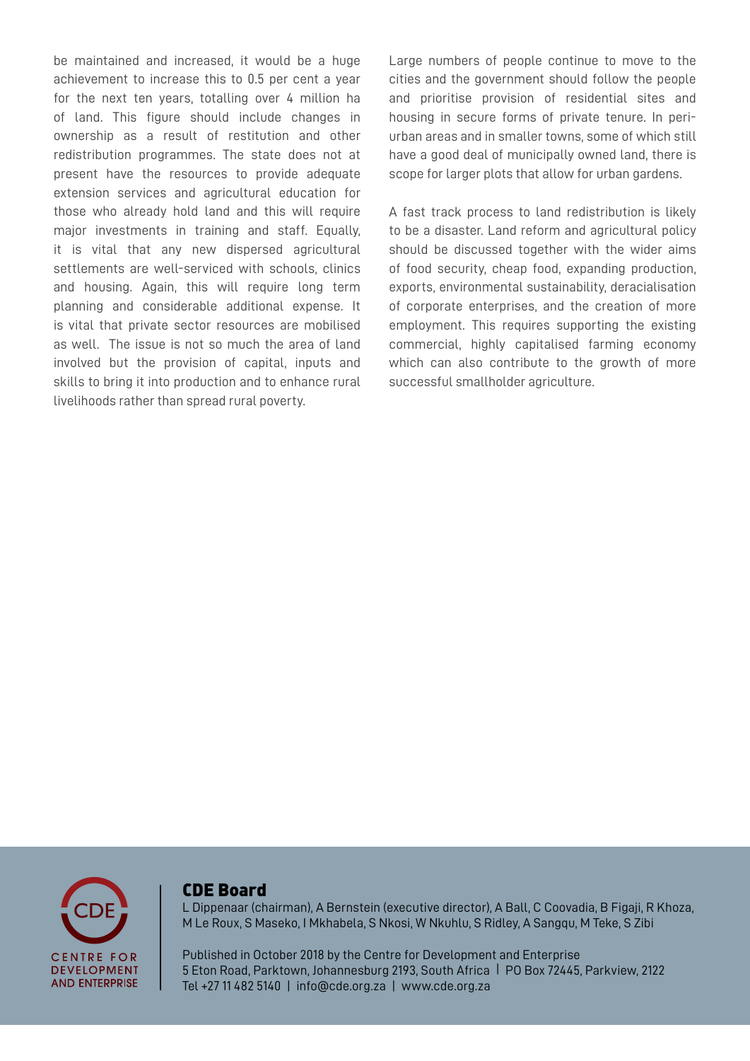be maintained and increased, it would be a huge achievement to increase this to 0.5 per cent a year for the next ten years, totalling over 4 million ha of land. This figure should include changes in ownership as a result of restitution and other redistribution programmes. The state does not at present have the resources to provide adequate extension services and agricultural education for those who already hold land and this will require major investments in training and staff. Equally, it is vital that any new dispersed agricultural settlements are well-serviced with schools, clinics and housing. Again, this will require long term planning and considerable additional expense. It is vital that private sector resources are mobilised as well. The issue is not so much the area of land involved but the provision of capital, inputs and skills to bring it into production and to enhance rural livelihoods rather than spread rural poverty.

Large numbers of people continue to move to the cities and the government should follow the people and prioritise provision of residential sites and housing in secure forms of private tenure. In peri-urban areas and in smaller towns, some of which still have a good deal of municipally owned land, there is scope for larger plots that allow for urban gardens.

A fast track process to land redistribution is likely to be a disaster. Land reform and agricultural policy should be discussed together with the wider aims of food security, cheap food, expanding production, exports, environmental sustainability, deracialisation of corporate enterprises, and the creation of more employment. This requires supporting the existing commercial, highly capitalised farming economy which can also contribute to the growth of more successful smallholder agriculture.

CDE
CENTRE FOR DEVELOPMENT AND ENTERPRISE

## CDE Board

L Dippenaar (chairman), A Bernstein (executive director), A Ball, C Coovadia, B Figaji, R Khoza, M Le Roux, S Maseko, I Mkhabela, S Nkosi, W Nkuhlu, S Ridley, A Sangqu, M Teke, S Zibi

Published in October 2018 by the Centre for Development and Enterprise
5 Eton Road, Parktown, Johannesburg 2193, South Africa | PO Box 72445, Parkview, 2122
Tel +27 11 482 5140 | info@cde.org.za | www.cde.org.za